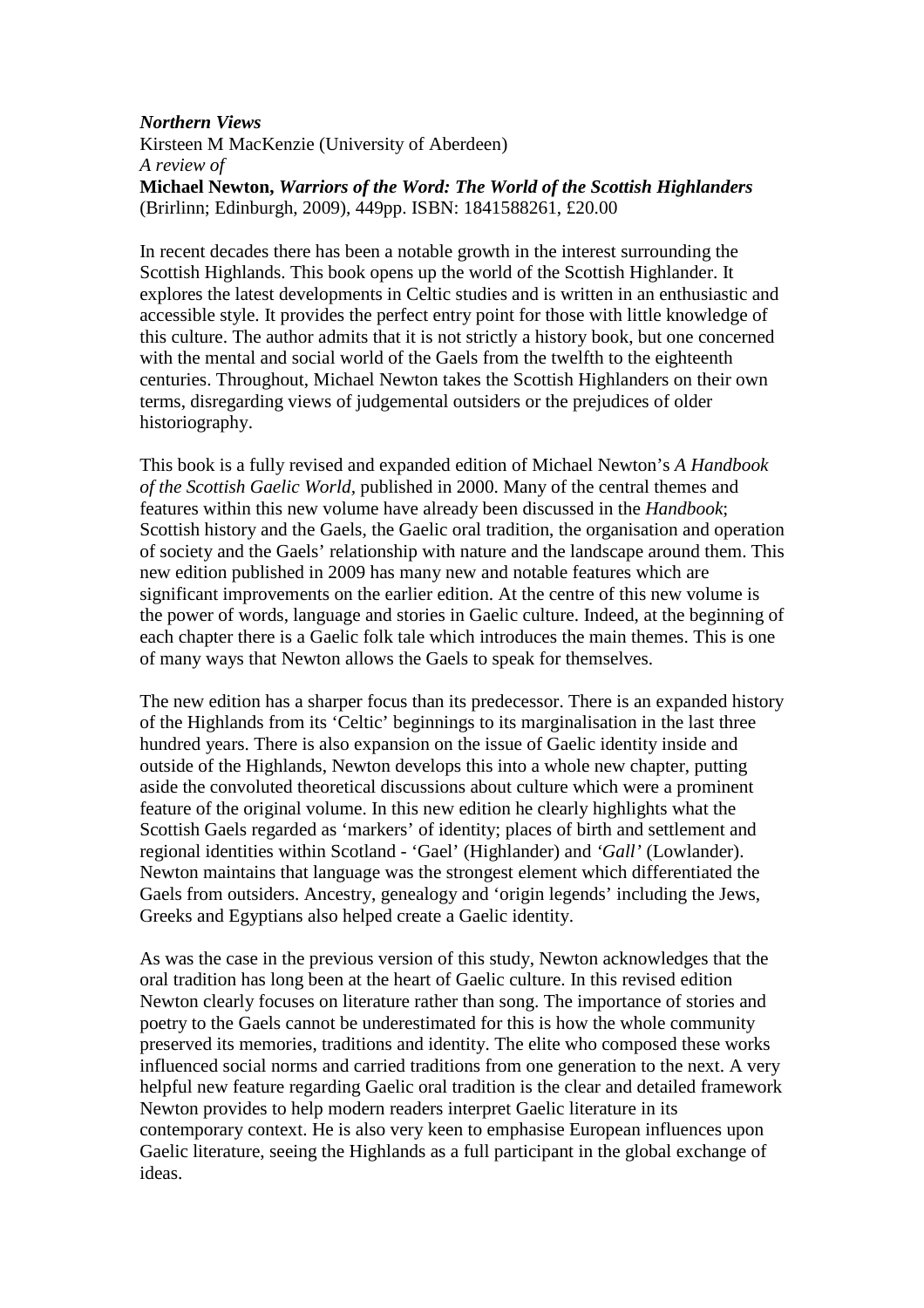***Northern Views***

Kirsteen M MacKenzie (University of Aberdeen)

*A review of*

**Michael Newton, *Warriors of the Word: The World of the Scottish Highlanders*** (Brirlinn; Edinburgh, 2009), 449pp. ISBN: 1841588261, £20.00

In recent decades there has been a notable growth in the interest surrounding the Scottish Highlands. This book opens up the world of the Scottish Highlander. It explores the latest developments in Celtic studies and is written in an enthusiastic and accessible style. It provides the perfect entry point for those with little knowledge of this culture. The author admits that it is not strictly a history book, but one concerned with the mental and social world of the Gaels from the twelfth to the eighteenth centuries. Throughout, Michael Newton takes the Scottish Highlanders on their own terms, disregarding views of judgemental outsiders or the prejudices of older historiography.

This book is a fully revised and expanded edition of Michael Newton's *A Handbook of the Scottish Gaelic World*, published in 2000. Many of the central themes and features within this new volume have already been discussed in the *Handbook*; Scottish history and the Gaels, the Gaelic oral tradition, the organisation and operation of society and the Gaels' relationship with nature and the landscape around them. This new edition published in 2009 has many new and notable features which are significant improvements on the earlier edition. At the centre of this new volume is the power of words, language and stories in Gaelic culture. Indeed, at the beginning of each chapter there is a Gaelic folk tale which introduces the main themes. This is one of many ways that Newton allows the Gaels to speak for themselves.

The new edition has a sharper focus than its predecessor. There is an expanded history of the Highlands from its 'Celtic' beginnings to its marginalisation in the last three hundred years. There is also expansion on the issue of Gaelic identity inside and outside of the Highlands, Newton develops this into a whole new chapter, putting aside the convoluted theoretical discussions about culture which were a prominent feature of the original volume. In this new edition he clearly highlights what the Scottish Gaels regarded as 'markers' of identity; places of birth and settlement and regional identities within Scotland - 'Gael' (Highlander) and *'Gall'* (Lowlander). Newton maintains that language was the strongest element which differentiated the Gaels from outsiders. Ancestry, genealogy and 'origin legends' including the Jews, Greeks and Egyptians also helped create a Gaelic identity.

As was the case in the previous version of this study, Newton acknowledges that the oral tradition has long been at the heart of Gaelic culture. In this revised edition Newton clearly focuses on literature rather than song. The importance of stories and poetry to the Gaels cannot be underestimated for this is how the whole community preserved its memories, traditions and identity. The elite who composed these works influenced social norms and carried traditions from one generation to the next. A very helpful new feature regarding Gaelic oral tradition is the clear and detailed framework Newton provides to help modern readers interpret Gaelic literature in its contemporary context. He is also very keen to emphasise European influences upon Gaelic literature, seeing the Highlands as a full participant in the global exchange of ideas.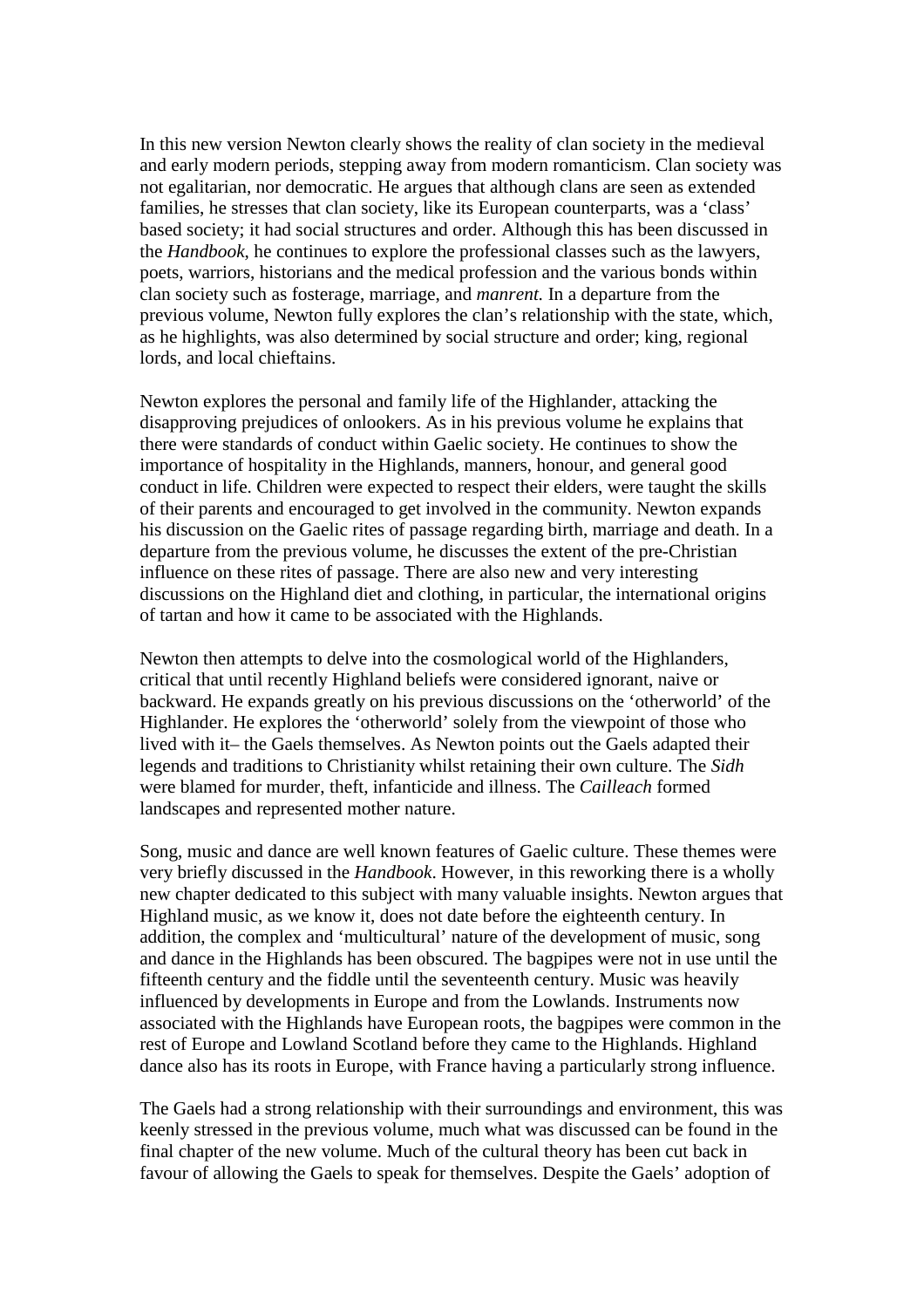In this new version Newton clearly shows the reality of clan society in the medieval and early modern periods, stepping away from modern romanticism. Clan society was not egalitarian, nor democratic. He argues that although clans are seen as extended families, he stresses that clan society, like its European counterparts, was a 'class' based society; it had social structures and order. Although this has been discussed in the *Handbook,* he continues to explore the professional classes such as the lawyers, poets, warriors, historians and the medical profession and the various bonds within clan society such as fosterage, marriage, and *manrent.* In a departure from the previous volume, Newton fully explores the clan's relationship with the state, which, as he highlights, was also determined by social structure and order; king, regional lords, and local chieftains.

Newton explores the personal and family life of the Highlander, attacking the disapproving prejudices of onlookers. As in his previous volume he explains that there were standards of conduct within Gaelic society. He continues to show the importance of hospitality in the Highlands, manners, honour, and general good conduct in life. Children were expected to respect their elders, were taught the skills of their parents and encouraged to get involved in the community. Newton expands his discussion on the Gaelic rites of passage regarding birth, marriage and death. In a departure from the previous volume, he discusses the extent of the pre-Christian influence on these rites of passage. There are also new and very interesting discussions on the Highland diet and clothing, in particular, the international origins of tartan and how it came to be associated with the Highlands.

Newton then attempts to delve into the cosmological world of the Highlanders, critical that until recently Highland beliefs were considered ignorant, naive or backward. He expands greatly on his previous discussions on the 'otherworld' of the Highlander. He explores the 'otherworld' solely from the viewpoint of those who lived with it– the Gaels themselves. As Newton points out the Gaels adapted their legends and traditions to Christianity whilst retaining their own culture. The *Sidh* were blamed for murder, theft, infanticide and illness. The *Cailleach* formed landscapes and represented mother nature.

Song, music and dance are well known features of Gaelic culture. These themes were very briefly discussed in the *Handbook*. However, in this reworking there is a wholly new chapter dedicated to this subject with many valuable insights. Newton argues that Highland music, as we know it, does not date before the eighteenth century. In addition, the complex and 'multicultural' nature of the development of music, song and dance in the Highlands has been obscured. The bagpipes were not in use until the fifteenth century and the fiddle until the seventeenth century. Music was heavily influenced by developments in Europe and from the Lowlands. Instruments now associated with the Highlands have European roots, the bagpipes were common in the rest of Europe and Lowland Scotland before they came to the Highlands. Highland dance also has its roots in Europe, with France having a particularly strong influence.

The Gaels had a strong relationship with their surroundings and environment, this was keenly stressed in the previous volume, much what was discussed can be found in the final chapter of the new volume. Much of the cultural theory has been cut back in favour of allowing the Gaels to speak for themselves. Despite the Gaels' adoption of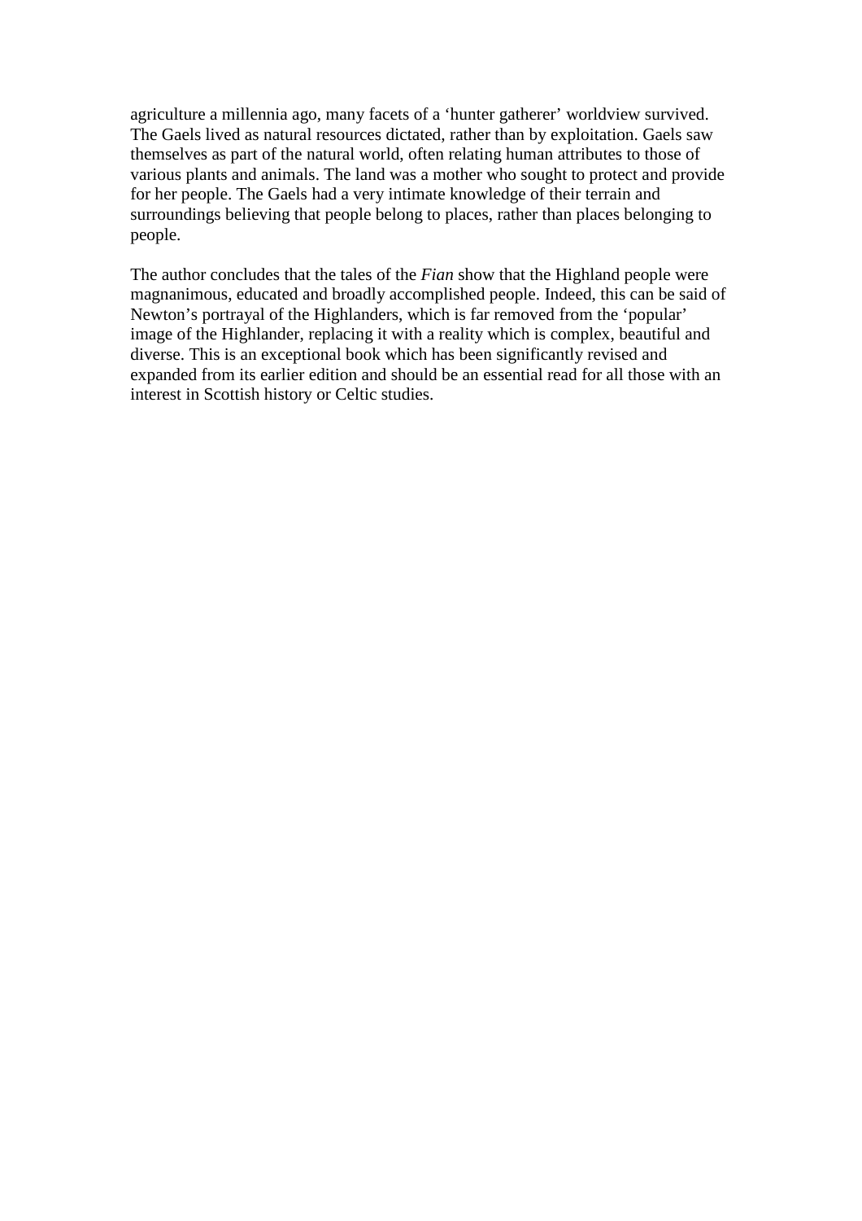agriculture a millennia ago, many facets of a 'hunter gatherer' worldview survived. The Gaels lived as natural resources dictated, rather than by exploitation. Gaels saw themselves as part of the natural world, often relating human attributes to those of various plants and animals. The land was a mother who sought to protect and provide for her people. The Gaels had a very intimate knowledge of their terrain and surroundings believing that people belong to places, rather than places belonging to people.

The author concludes that the tales of the *Fian* show that the Highland people were magnanimous, educated and broadly accomplished people. Indeed, this can be said of Newton's portrayal of the Highlanders, which is far removed from the 'popular' image of the Highlander, replacing it with a reality which is complex, beautiful and diverse. This is an exceptional book which has been significantly revised and expanded from its earlier edition and should be an essential read for all those with an interest in Scottish history or Celtic studies.